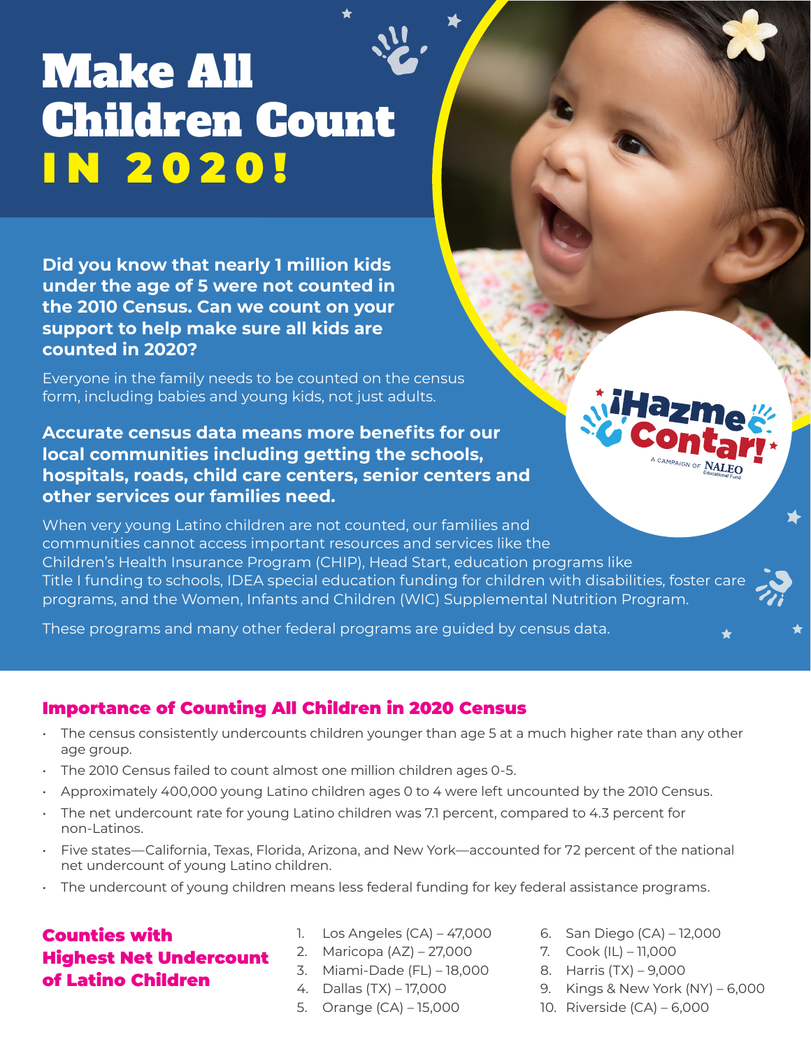# Make All Children Count IN 2020!

**Did you know that nearly 1 million kids under the age of 5 were not counted in the 2010 Census. Can we count on your support to help make sure all kids are counted in 2020?**

Everyone in the family needs to be counted on the census form, including babies and young kids, not just adults.

**Accurate census data means more benefits for our local communities including getting the schools, hospitals, roads, child care centers, senior centers and other services our families need.**

When very young Latino children are not counted, our families and communities cannot access important resources and services like the Children's Health Insurance Program (CHIP), Head Start, education programs like Title I funding to schools, IDEA special education funding for children with disabilities, foster care programs, and the Women, Infants and Children (WIC) Supplemental Nutrition Program.

These programs and many other federal programs are guided by census data.

¡Hazme Contar! A campaign of NALEO Educational Fund

## Importance of Counting All Children in 2020 Census

- The census consistently undercounts children younger than age 5 at a much higher rate than any other age group.
- The 2010 Census failed to count almost one million children ages 0-5.
- Approximately 400,000 young Latino children ages 0 to 4 were left uncounted by the 2010 Census.
- The net undercount rate for young Latino children was 7.1 percent, compared to 4.3 percent for non-Latinos.
- Five states—California, Texas, Florida, Arizona, and New York—accounted for 72 percent of the national net undercount of young Latino children.
- The undercount of young children means less federal funding for key federal assistance programs.

## Counties with Highest Net Undercount of Latino Children

1. Los Angeles (CA) – 47,000
2. Maricopa (AZ) – 27,000
3. Miami-Dade (FL) – 18,000
4. Dallas (TX) – 17,000
5. Orange (CA) – 15,000
6. San Diego (CA) – 12,000
7. Cook (IL) – 11,000
8. Harris (TX) – 9,000
9. Kings & New York (NY) – 6,000
10. Riverside (CA) – 6,000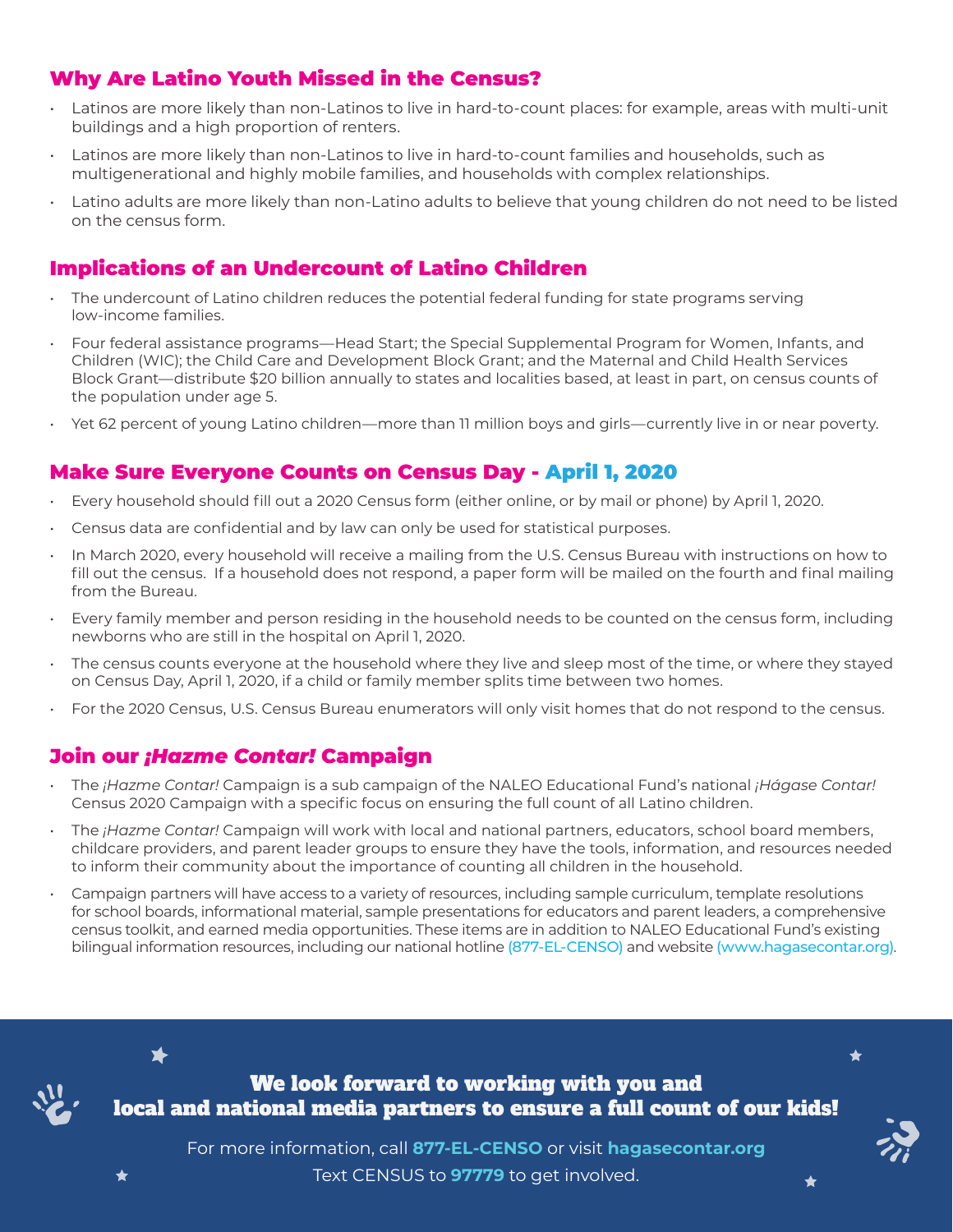## Why Are Latino Youth Missed in the Census?

- Latinos are more likely than non-Latinos to live in hard-to-count places: for example, areas with multi-unit buildings and a high proportion of renters.
- Latinos are more likely than non-Latinos to live in hard-to-count families and households, such as multigenerational and highly mobile families, and households with complex relationships.
- Latino adults are more likely than non-Latino adults to believe that young children do not need to be listed on the census form.

## Implications of an Undercount of Latino Children

- The undercount of Latino children reduces the potential federal funding for state programs serving low-income families.
- Four federal assistance programs—Head Start; the Special Supplemental Program for Women, Infants, and Children (WIC); the Child Care and Development Block Grant; and the Maternal and Child Health Services Block Grant—distribute $20 billion annually to states and localities based, at least in part, on census counts of the population under age 5.
- Yet 62 percent of young Latino children—more than 11 million boys and girls—currently live in or near poverty.

## Make Sure Everyone Counts on Census Day - April 1, 2020

- Every household should fill out a 2020 Census form (either online, or by mail or phone) by April 1, 2020.
- Census data are confidential and by law can only be used for statistical purposes.
- In March 2020, every household will receive a mailing from the U.S. Census Bureau with instructions on how to fill out the census. If a household does not respond, a paper form will be mailed on the fourth and final mailing from the Bureau.
- Every family member and person residing in the household needs to be counted on the census form, including newborns who are still in the hospital on April 1, 2020.
- The census counts everyone at the household where they live and sleep most of the time, or where they stayed on Census Day, April 1, 2020, if a child or family member splits time between two homes.
- For the 2020 Census, U.S. Census Bureau enumerators will only visit homes that do not respond to the census.

## Join our *¡Hazme Contar!* Campaign

- The *¡Hazme Contar!* Campaign is a sub campaign of the NALEO Educational Fund's national *¡Hágase Contar!* Census 2020 Campaign with a specific focus on ensuring the full count of all Latino children.
- The *¡Hazme Contar!* Campaign will work with local and national partners, educators, school board members, childcare providers, and parent leader groups to ensure they have the tools, information, and resources needed to inform their community about the importance of counting all children in the household.
- Campaign partners will have access to a variety of resources, including sample curriculum, template resolutions for school boards, informational material, sample presentations for educators and parent leaders, a comprehensive census toolkit, and earned media opportunities. These items are in addition to NALEO Educational Fund's existing bilingual information resources, including our national hotline (877-EL-CENSO) and website (www.hagasecontar.org).

**We look forward to working with you and local and national media partners to ensure a full count of our kids!**

For more information, call **877-EL-CENSO** or visit **hagasecontar.org**

Text CENSUS to **97779** to get involved.